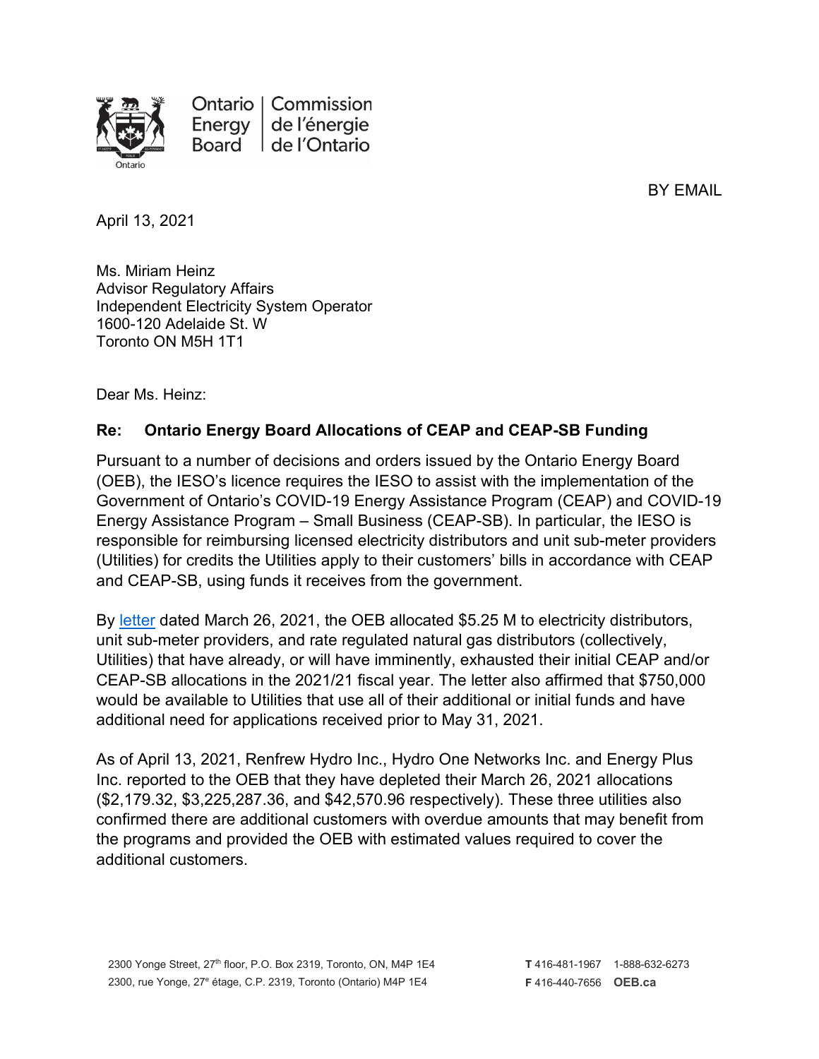Ontario Energy Board | Commission de l'énergie de l'Ontario

BY EMAIL

April 13, 2021

Ms. Miriam Heinz
Advisor Regulatory Affairs
Independent Electricity System Operator
1600-120 Adelaide St. W
Toronto ON M5H 1T1

Dear Ms. Heinz:

**Re: Ontario Energy Board Allocations of CEAP and CEAP-SB Funding**

Pursuant to a number of decisions and orders issued by the Ontario Energy Board (OEB), the IESO's licence requires the IESO to assist with the implementation of the Government of Ontario's COVID-19 Energy Assistance Program (CEAP) and COVID-19 Energy Assistance Program – Small Business (CEAP-SB). In particular, the IESO is responsible for reimbursing licensed electricity distributors and unit sub-meter providers (Utilities) for credits the Utilities apply to their customers' bills in accordance with CEAP and CEAP-SB, using funds it receives from the government.

By letter dated March 26, 2021, the OEB allocated $5.25 M to electricity distributors, unit sub-meter providers, and rate regulated natural gas distributors (collectively, Utilities) that have already, or will have imminently, exhausted their initial CEAP and/or CEAP-SB allocations in the 2021/21 fiscal year. The letter also affirmed that $750,000 would be available to Utilities that use all of their additional or initial funds and have additional need for applications received prior to May 31, 2021.

As of April 13, 2021, Renfrew Hydro Inc., Hydro One Networks Inc. and Energy Plus Inc. reported to the OEB that they have depleted their March 26, 2021 allocations ($2,179.32, $3,225,287.36, and $42,570.96 respectively). These three utilities also confirmed there are additional customers with overdue amounts that may benefit from the programs and provided the OEB with estimated values required to cover the additional customers.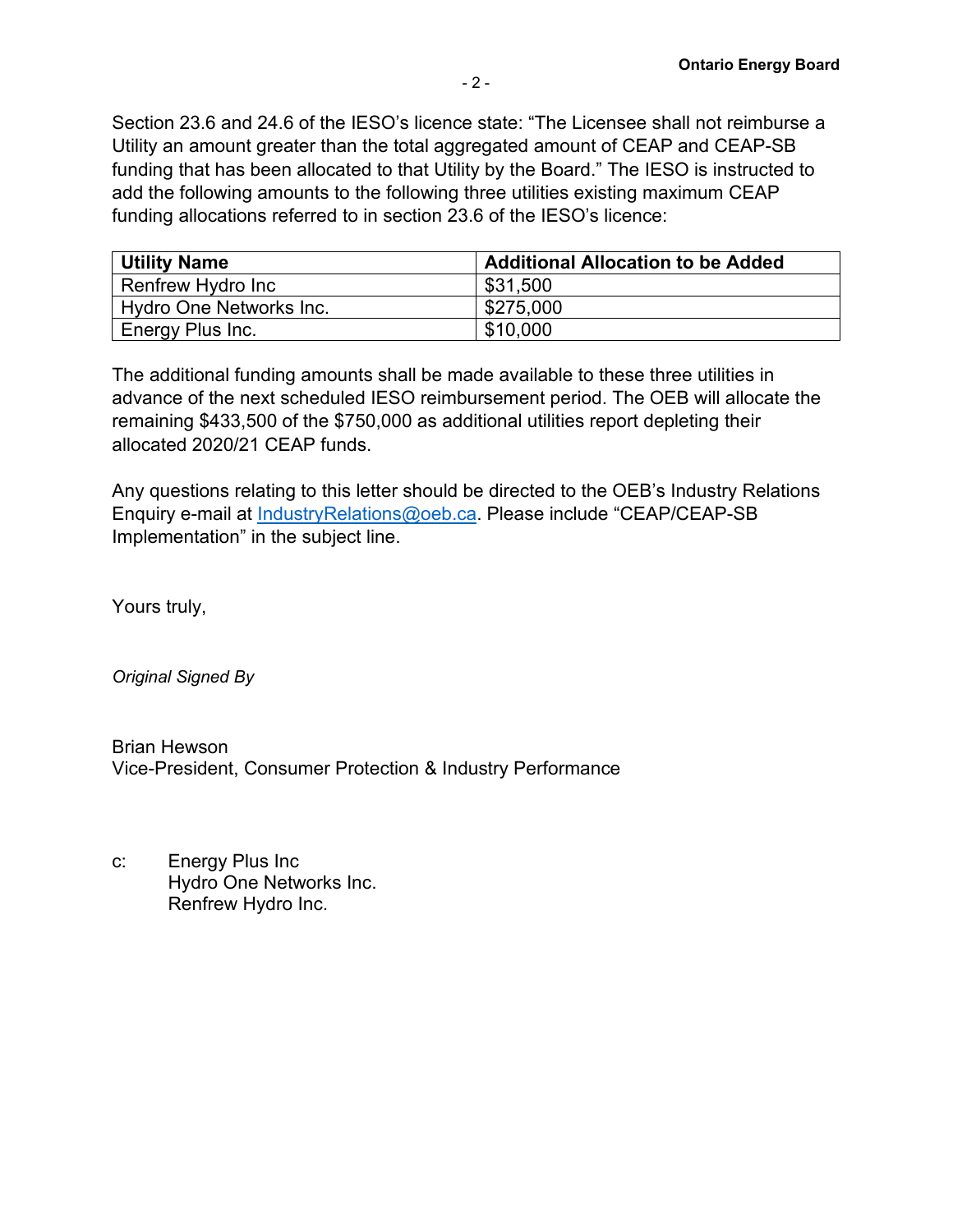Section 23.6 and 24.6 of the IESO's licence state: "The Licensee shall not reimburse a Utility an amount greater than the total aggregated amount of CEAP and CEAP-SB funding that has been allocated to that Utility by the Board." The IESO is instructed to add the following amounts to the following three utilities existing maximum CEAP funding allocations referred to in section 23.6 of the IESO's licence:

| Utility Name | Additional Allocation to be Added |
| --- | --- |
| Renfrew Hydro Inc | $31,500 |
| Hydro One Networks Inc. | $275,000 |
| Energy Plus Inc. | $10,000 |

The additional funding amounts shall be made available to these three utilities in advance of the next scheduled IESO reimbursement period. The OEB will allocate the remaining $433,500 of the $750,000 as additional utilities report depleting their allocated 2020/21 CEAP funds.

Any questions relating to this letter should be directed to the OEB's Industry Relations Enquiry e-mail at IndustryRelations@oeb.ca. Please include "CEAP/CEAP-SB Implementation" in the subject line.

Yours truly,

*Original Signed By*

Brian Hewson
Vice-President, Consumer Protection & Industry Performance

c: Energy Plus Inc
Hydro One Networks Inc.
Renfrew Hydro Inc.